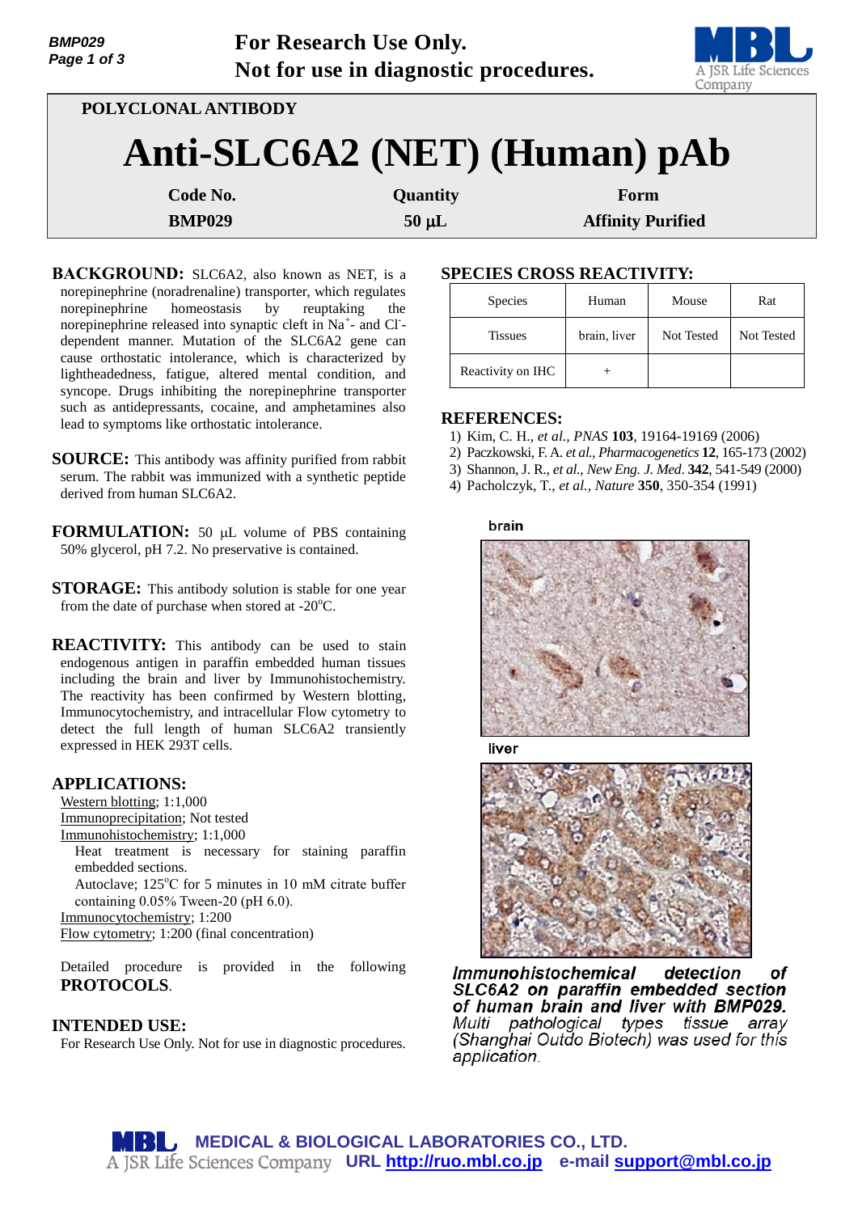For Research Use Only.
Not for use in diagnostic procedures.

POLYCLONAL ANTIBODY

# Anti-SLC6A2 (NET) (Human) pAb

| Code No. | Quantity | Form |
|---|---|---|
| BMP029 | 50 μL | Affinity Purified |

**BACKGROUND:** SLC6A2, also known as NET, is a norepinephrine (noradrenaline) transporter, which regulates norepinephrine homeostasis by reuptaking the norepinephrine released into synaptic cleft in $Na^{+}$- and $Cl^{-}$-dependent manner. Mutation of the SLC6A2 gene can cause orthostatic intolerance, which is characterized by lightheadedness, fatigue, altered mental condition, and syncope. Drugs inhibiting the norepinephrine transporter such as antidepressants, cocaine, and amphetamines also lead to symptoms like orthostatic intolerance.

**SOURCE:** This antibody was affinity purified from rabbit serum. The rabbit was immunized with a synthetic peptide derived from human SLC6A2.

**FORMULATION:** 50 μL volume of PBS containing 50% glycerol, pH 7.2. No preservative is contained.

**STORAGE:** This antibody solution is stable for one year from the date of purchase when stored at -20°C.

**REACTIVITY:** This antibody can be used to stain endogenous antigen in paraffin embedded human tissues including the brain and liver by Immunohistochemistry. The reactivity has been confirmed by Western blotting, Immunocytochemistry, and intracellular Flow cytometry to detect the full length of human SLC6A2 transiently expressed in HEK 293T cells.

**APPLICATIONS:**

Western blotting; 1:1,000
Immunoprecipitation; Not tested
Immunohistochemistry; 1:1,000
Heat treatment is necessary for staining paraffin embedded sections.
Autoclave; 125°C for 5 minutes in 10 mM citrate buffer containing 0.05% Tween-20 (pH 6.0).
Immunocytochemistry; 1:200
Flow cytometry; 1:200 (final concentration)

Detailed procedure is provided in the following **PROTOCOLS**.

**INTENDED USE:**

For Research Use Only. Not for use in diagnostic procedures.

**SPECIES CROSS REACTIVITY:**

| Species | Human | Mouse | Rat |
|---|---|---|---|
| Tissues | brain, liver | Not Tested | Not Tested |
| Reactivity on IHC | + | | |

**REFERENCES:**

1) Kim, C. H., *et al., PNAS* **103**, 19164-19169 (2006)
2) Paczkowski, F. A. *et al., Pharmacogenetics* **12**, 165-173 (2002)
3) Shannon, J. R., *et al., New Eng. J. Med.* **342**, 541-549 (2000)
4) Pacholczyk, T., *et al., Nature* **350**, 350-354 (1991)

brain

liver

***Immunohistochemical detection of SLC6A2 on paraffin embedded section of human brain and liver with BMP029.*** *Multi pathological types tissue array (Shanghai Outdo Biotech) was used for this application.*

MEDICAL & BIOLOGICAL LABORATORIES CO., LTD.
A JSR Life Sciences Company URL http://ruo.mbl.co.jp e-mail support@mbl.co.jp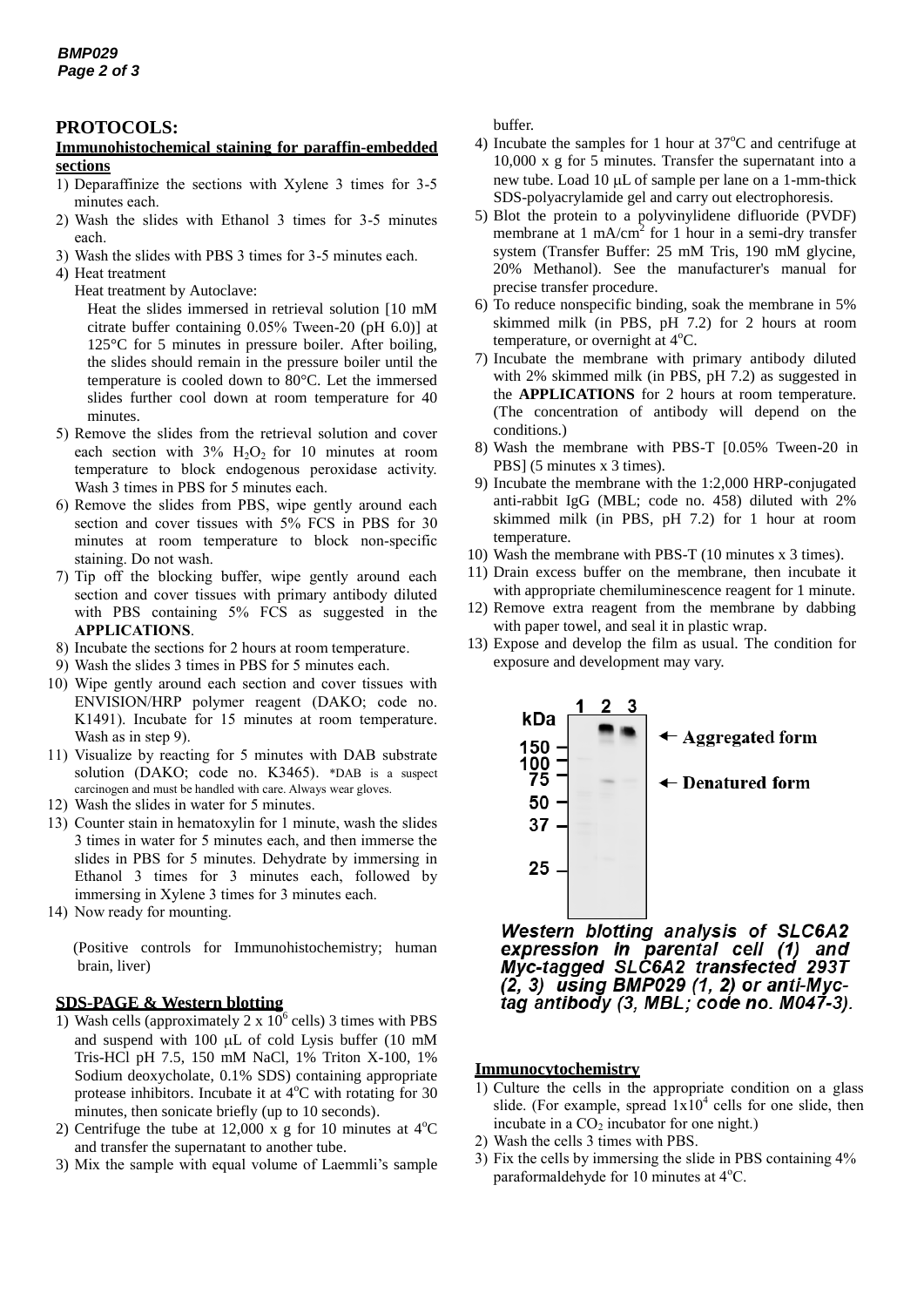# PROTOCOLS:

## Immunohistochemical staining for paraffin-embedded sections

1) Deparaffinize the sections with Xylene 3 times for 3-5 minutes each.
2) Wash the slides with Ethanol 3 times for 3-5 minutes each.
3) Wash the slides with PBS 3 times for 3-5 minutes each.
4) Heat treatment
   Heat treatment by Autoclave:
   Heat the slides immersed in retrieval solution [10 mM citrate buffer containing 0.05% Tween-20 (pH 6.0)] at 125°C for 5 minutes in pressure boiler. After boiling, the slides should remain in the pressure boiler until the temperature is cooled down to 80°C. Let the immersed slides further cool down at room temperature for 40 minutes.
5) Remove the slides from the retrieval solution and cover each section with 3% $H_2O_2$ for 10 minutes at room temperature to block endogenous peroxidase activity. Wash 3 times in PBS for 5 minutes each.
6) Remove the slides from PBS, wipe gently around each section and cover tissues with 5% FCS in PBS for 30 minutes at room temperature to block non-specific staining. Do not wash.
7) Tip off the blocking buffer, wipe gently around each section and cover tissues with primary antibody diluted with PBS containing 5% FCS as suggested in the **APPLICATIONS**.
8) Incubate the sections for 2 hours at room temperature.
9) Wash the slides 3 times in PBS for 5 minutes each.
10) Wipe gently around each section and cover tissues with ENVISION/HRP polymer reagent (DAKO; code no. K1491). Incubate for 15 minutes at room temperature. Wash as in step 9).
11) Visualize by reacting for 5 minutes with DAB substrate solution (DAKO; code no. K3465). *DAB is a suspect carcinogen and must be handled with care. Always wear gloves.
12) Wash the slides in water for 5 minutes.
13) Counter stain in hematoxylin for 1 minute, wash the slides 3 times in water for 5 minutes each, and then immerse the slides in PBS for 5 minutes. Dehydrate by immersing in Ethanol 3 times for 3 minutes each, followed by immersing in Xylene 3 times for 3 minutes each.
14) Now ready for mounting.

(Positive controls for Immunohistochemistry; human brain, liver)

## SDS-PAGE & Western blotting

1) Wash cells (approximately $2 \times 10^6$ cells) 3 times with PBS and suspend with 100 μL of cold Lysis buffer (10 mM Tris-HCl pH 7.5, 150 mM NaCl, 1% Triton X-100, 1% Sodium deoxycholate, 0.1% SDS) containing appropriate protease inhibitors. Incubate it at 4°C with rotating for 30 minutes, then sonicate briefly (up to 10 seconds).
2) Centrifuge the tube at 12,000 x g for 10 minutes at 4°C and transfer the supernatant to another tube.
3) Mix the sample with equal volume of Laemmli's sample buffer.
4) Incubate the samples for 1 hour at 37°C and centrifuge at 10,000 x g for 5 minutes. Transfer the supernatant into a new tube. Load 10 μL of sample per lane on a 1-mm-thick SDS-polyacrylamide gel and carry out electrophoresis.
5) Blot the protein to a polyvinylidene difluoride (PVDF) membrane at 1 mA/$cm^2$ for 1 hour in a semi-dry transfer system (Transfer Buffer: 25 mM Tris, 190 mM glycine, 20% Methanol). See the manufacturer's manual for precise transfer procedure.
6) To reduce nonspecific binding, soak the membrane in 5% skimmed milk (in PBS, pH 7.2) for 2 hours at room temperature, or overnight at 4°C.
7) Incubate the membrane with primary antibody diluted with 2% skimmed milk (in PBS, pH 7.2) as suggested in the **APPLICATIONS** for 2 hours at room temperature. (The concentration of antibody will depend on the conditions.)
8) Wash the membrane with PBS-T [0.05% Tween-20 in PBS] (5 minutes x 3 times).
9) Incubate the membrane with the 1:2,000 HRP-conjugated anti-rabbit IgG (MBL; code no. 458) diluted with 2% skimmed milk (in PBS, pH 7.2) for 1 hour at room temperature.
10) Wash the membrane with PBS-T (10 minutes x 3 times).
11) Drain excess buffer on the membrane, then incubate it with appropriate chemiluminescence reagent for 1 minute.
12) Remove extra reagent from the membrane by dabbing with paper towel, and seal it in plastic wrap.
13) Expose and develop the film as usual. The condition for exposure and development may vary.

*Western blotting analysis of SLC6A2 expression in parental cell (1) and Myc-tagged SLC6A2 transfected 293T (2, 3) using BMP029 (1, 2) or anti-Myc-tag antibody (3, MBL; code no. M047-3).*

## Immunocytochemistry

1) Culture the cells in the appropriate condition on a glass slide. (For example, spread $1 \times 10^4$ cells for one slide, then incubate in a $CO_2$ incubator for one night.)
2) Wash the cells 3 times with PBS.
3) Fix the cells by immersing the slide in PBS containing 4% paraformaldehyde for 10 minutes at 4°C.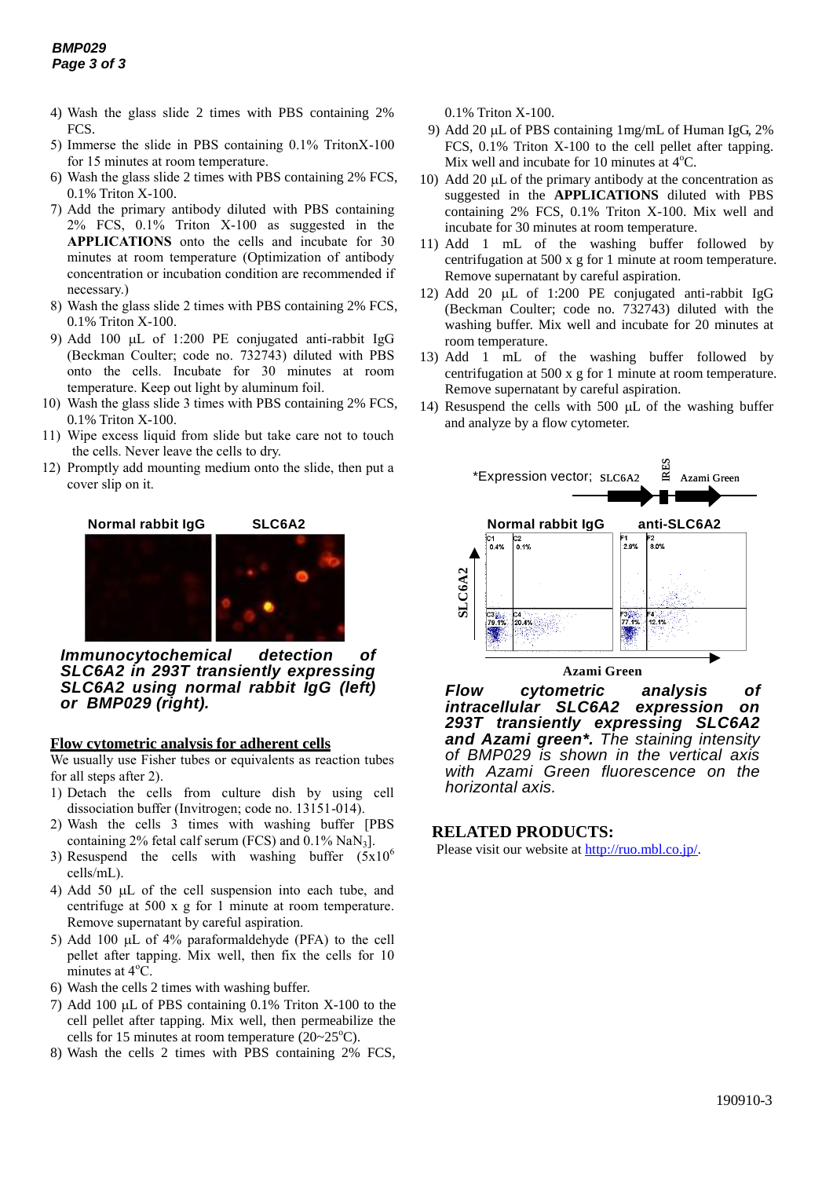4) Wash the glass slide 2 times with PBS containing 2% FCS.
5) Immerse the slide in PBS containing 0.1% TritonX-100 for 15 minutes at room temperature.
6) Wash the glass slide 2 times with PBS containing 2% FCS, 0.1% Triton X-100.
7) Add the primary antibody diluted with PBS containing 2% FCS, 0.1% Triton X-100 as suggested in the **APPLICATIONS** onto the cells and incubate for 30 minutes at room temperature (Optimization of antibody concentration or incubation condition are recommended if necessary.)
8) Wash the glass slide 2 times with PBS containing 2% FCS, 0.1% Triton X-100.
9) Add 100 µL of 1:200 PE conjugated anti-rabbit IgG (Beckman Coulter; code no. 732743) diluted with PBS onto the cells. Incubate for 30 minutes at room temperature. Keep out light by aluminum foil.
10) Wash the glass slide 3 times with PBS containing 2% FCS, 0.1% Triton X-100.
11) Wipe excess liquid from slide but take care not to touch the cells. Never leave the cells to dry.
12) Promptly add mounting medium onto the slide, then put a cover slip on it.

Normal rabbit IgG

SLC6A2

***Immunocytochemical detection of SLC6A2 in 293T transiently expressing SLC6A2 using normal rabbit IgG (left) or BMP029 (right).***

## Flow cytometric analysis for adherent cells

We usually use Fisher tubes or equivalents as reaction tubes for all steps after 2).

1) Detach the cells from culture dish by using cell dissociation buffer (Invitrogen; code no. 13151-014).
2) Wash the cells 3 times with washing buffer [PBS containing 2% fetal calf serum (FCS) and 0.1% $NaN_3$].
3) Resuspend the cells with washing buffer ($5x10^6$ cells/mL).
4) Add 50 µL of the cell suspension into each tube, and centrifuge at 500 x g for 1 minute at room temperature. Remove supernatant by careful aspiration.
5) Add 100 µL of 4% paraformaldehyde (PFA) to the cell pellet after tapping. Mix well, then fix the cells for 10 minutes at 4°C.
6) Wash the cells 2 times with washing buffer.
7) Add 100 µL of PBS containing 0.1% Triton X-100 to the cell pellet after tapping. Mix well, then permeabilize the cells for 15 minutes at room temperature (20~25°C).
8) Wash the cells 2 times with PBS containing 2% FCS, 0.1% Triton X-100.
9) Add 20 µL of PBS containing 1mg/mL of Human IgG, 2% FCS, 0.1% Triton X-100 to the cell pellet after tapping. Mix well and incubate for 10 minutes at 4°C.
10) Add 20 µL of the primary antibody at the concentration as suggested in the **APPLICATIONS** diluted with PBS containing 2% FCS, 0.1% Triton X-100. Mix well and incubate for 30 minutes at room temperature.
11) Add 1 mL of the washing buffer followed by centrifugation at 500 x g for 1 minute at room temperature. Remove supernatant by careful aspiration.
12) Add 20 µL of 1:200 PE conjugated anti-rabbit IgG (Beckman Coulter; code no. 732743) diluted with the washing buffer. Mix well and incubate for 20 minutes at room temperature.
13) Add 1 mL of the washing buffer followed by centrifugation at 500 x g for 1 minute at room temperature. Remove supernatant by careful aspiration.
14) Resuspend the cells with 500 µL of the washing buffer and analyze by a flow cytometer.

*Expression vector; SLC6A2 IRES Azami Green

Normal rabbit IgG

C1 0.4%
C2 0.1%
C3 79.1%
C4 20.4%

anti-SLC6A2

F1 2.9%
F2 8.0%
F3 77.1%
F4 12.1%

SLC6A2

Azami Green

***Flow cytometric analysis of intracellular SLC6A2 expression on 293T transiently expressing SLC6A2 and Azami green\*.*** *The staining intensity of BMP029 is shown in the vertical axis with Azami Green fluorescence on the horizontal axis.*

## RELATED PRODUCTS:

Please visit our website at http://ruo.mbl.co.jp/.

190910-3